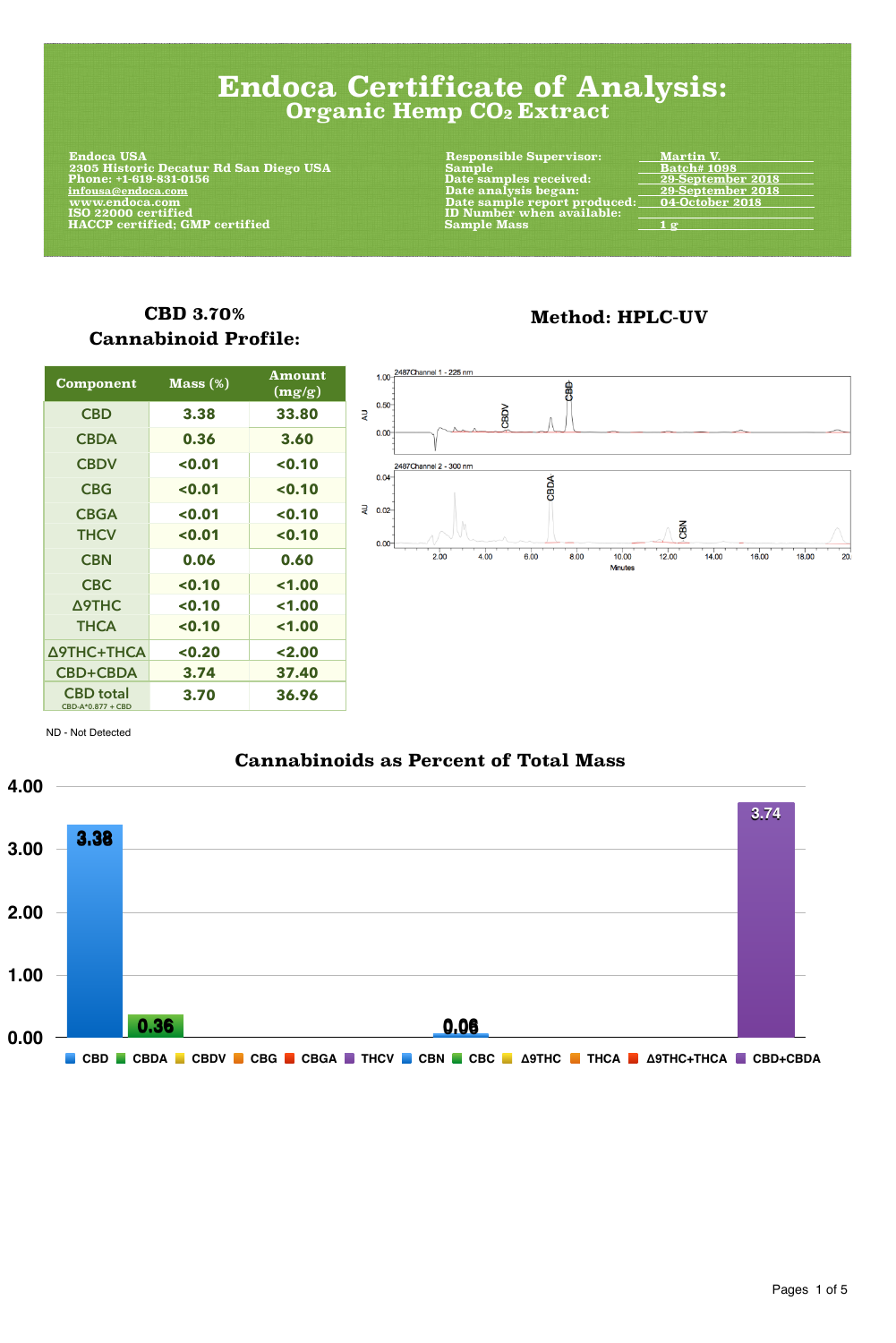# Endoca Certificate of Analysis:
## Organic Hemp $CO_2$ Extract

**Endoca USA**
**2305 Historic Decatur Rd San Diego USA**
**Phone: +1-619-831-0156**
**infousa@endoca.com**
**www.endoca.com**
**ISO 22000 certified**
**HACCP certified; GMP certified**

| | |
|---|---|
| **Responsible Supervisor:** | Martin V. |
| **Sample** | Batch# 1098 |
| **Date samples received:** | 29-September 2018 |
| **Date analysis began:** | 29-September 2018 |
| **Date sample report produced:** | 04-October 2018 |
| **ID Number when available:** | |
| **Sample Mass** | 1 g |

### CBD 3.70%
### Cannabinoid Profile:

| Component | Mass (%) | Amount (mg/g) |
|---|---|---|
| CBD | 3.38 | 33.80 |
| CBDA | 0.36 | 3.60 |
| CBDV | <0.01 | <0.10 |
| CBG | <0.01 | <0.10 |
| CBGA | <0.01 | <0.10 |
| THCV | <0.01 | <0.10 |
| CBN | 0.06 | 0.60 |
| CBC | <0.10 | <1.00 |
| Δ9THC | <0.10 | <1.00 |
| THCA | <0.10 | <1.00 |
| Δ9THC+THCA | <0.20 | <2.00 |
| CBD+CBDA | 3.74 | 37.40 |
| CBD total (CBD-A*0.877 + CBD) | 3.70 | 36.96 |

ND - Not Detected

### Method: HPLC-UV

### Cannabinoids as Percent of Total Mass

| Component | Percent of Total Mass |
|---|---|
| CBD | 3.38 |
| CBDA | 0.36 |
| CBN | 0.06 |
| CBD+CBDA | 3.74 |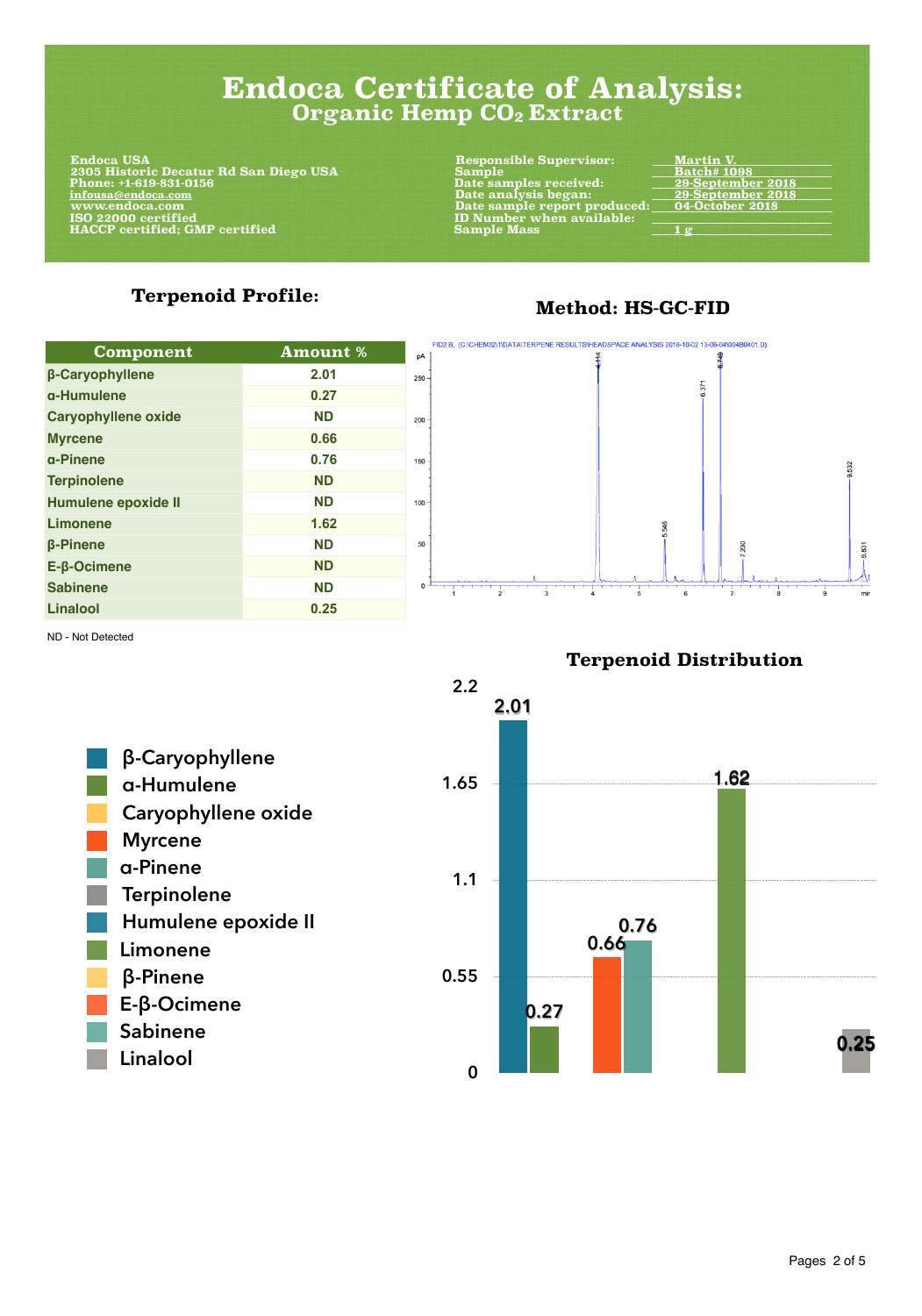# Endoca Certificate of Analysis:
## Organic Hemp $CO_2$ Extract

**Endoca USA**
**2305 Historic Decatur Rd San Diego USA**
**Phone: +1-619-831-0156**
**infousa@endoca.com**
**www.endoca.com**
**ISO 22000 certified**
**HACCP certified; GMP certified**

| | |
|---|---|
| **Responsible Supervisor:** | Martin V. |
| **Sample** | Batch# 1098 |
| **Date samples received:** | 29-September 2018 |
| **Date analysis began:** | 29-September 2018 |
| **Date sample report produced:** | 04-October 2018 |
| **ID Number when available:** | |
| **Sample Mass** | 1 g |

### Terpenoid Profile:

| Component | Amount % |
|---|---|
| β-Caryophyllene | 2.01 |
| α-Humulene | 0.27 |
| Caryophyllene oxide | ND |
| Myrcene | 0.66 |
| α-Pinene | 0.76 |
| Terpinolene | ND |
| Humulene epoxide II | ND |
| Limonene | 1.62 |
| β-Pinene | ND |
| E-β-Ocimene | ND |
| Sabinene | ND |
| Linalool | 0.25 |

ND - Not Detected

### Method: HS-GC-FID

FID2 B, (C:\CHEM32\1\DATA\TERPENE RESULTS\HEADSPACE ANALYSIS 2018-10-02 13-05-04\004B0401.D)

### Terpenoid Distribution

- β-Caryophyllene: 2.01
- α-Humulene: 0.27
- Caryophyllene oxide
- Myrcene: 0.66
- α-Pinene: 0.76
- Terpinolene
- Humulene epoxide II
- Limonene: 1.62
- β-Pinene
- E-β-Ocimene
- Sabinene
- Linalool: 0.25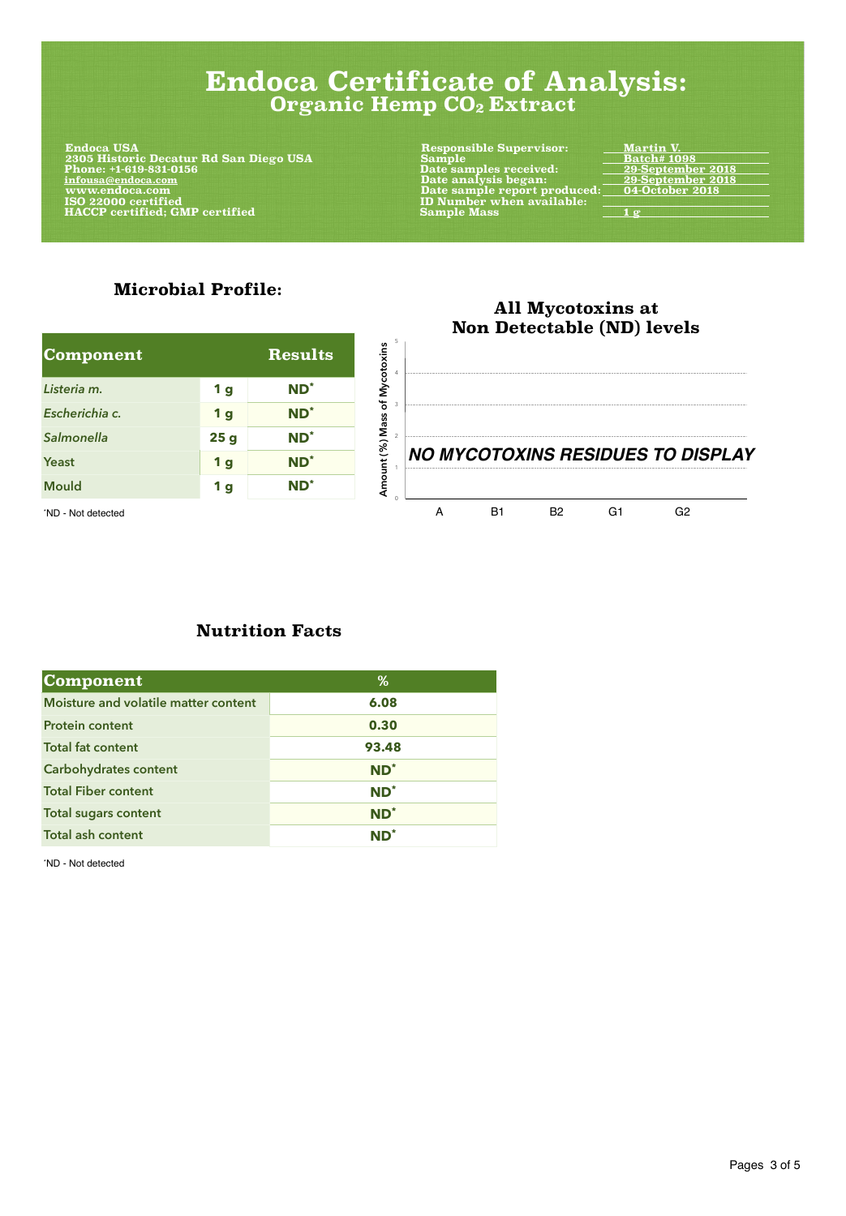# Endoca Certificate of Analysis:
## Organic Hemp $CO_2$ Extract

**Endoca USA**
**2305 Historic Decatur Rd San Diego USA**
**Phone: +1-619-831-0156**
**infousa@endoca.com**
**www.endoca.com**
**ISO 22000 certified**
**HACCP certified; GMP certified**

| | |
|---|---|
| **Responsible Supervisor:** | **Martin V.** |
| **Sample** | **Batch# 1098** |
| **Date samples received:** | **29-September 2018** |
| **Date analysis began:** | **29-September 2018** |
| **Date sample report produced:** | **04-October 2018** |
| **ID Number when available:** | |
| **Sample Mass** | **1 g** |

### Microbial Profile:

| Component | | Results |
|---|---|---|
| *Listeria m.* | 1 g | ND* |
| *Escherichia c.* | 1 g | ND* |
| *Salmonella* | 25 g | ND* |
| Yeast | 1 g | ND* |
| Mould | 1 g | ND* |

*ND - Not detected

### All Mycotoxins at Non Detectable (ND) levels

Amount (%) Mass of Mycotoxins

***NO MYCOTOXINS RESIDUES TO DISPLAY***

A B1 B2 G1 G2

### Nutrition Facts

| Component | % |
|---|---|
| Moisture and volatile matter content | 6.08 |
| Protein content | 0.30 |
| Total fat content | 93.48 |
| Carbohydrates content | ND* |
| Total Fiber content | ND* |
| Total sugars content | ND* |
| Total ash content | ND* |

*ND - Not detected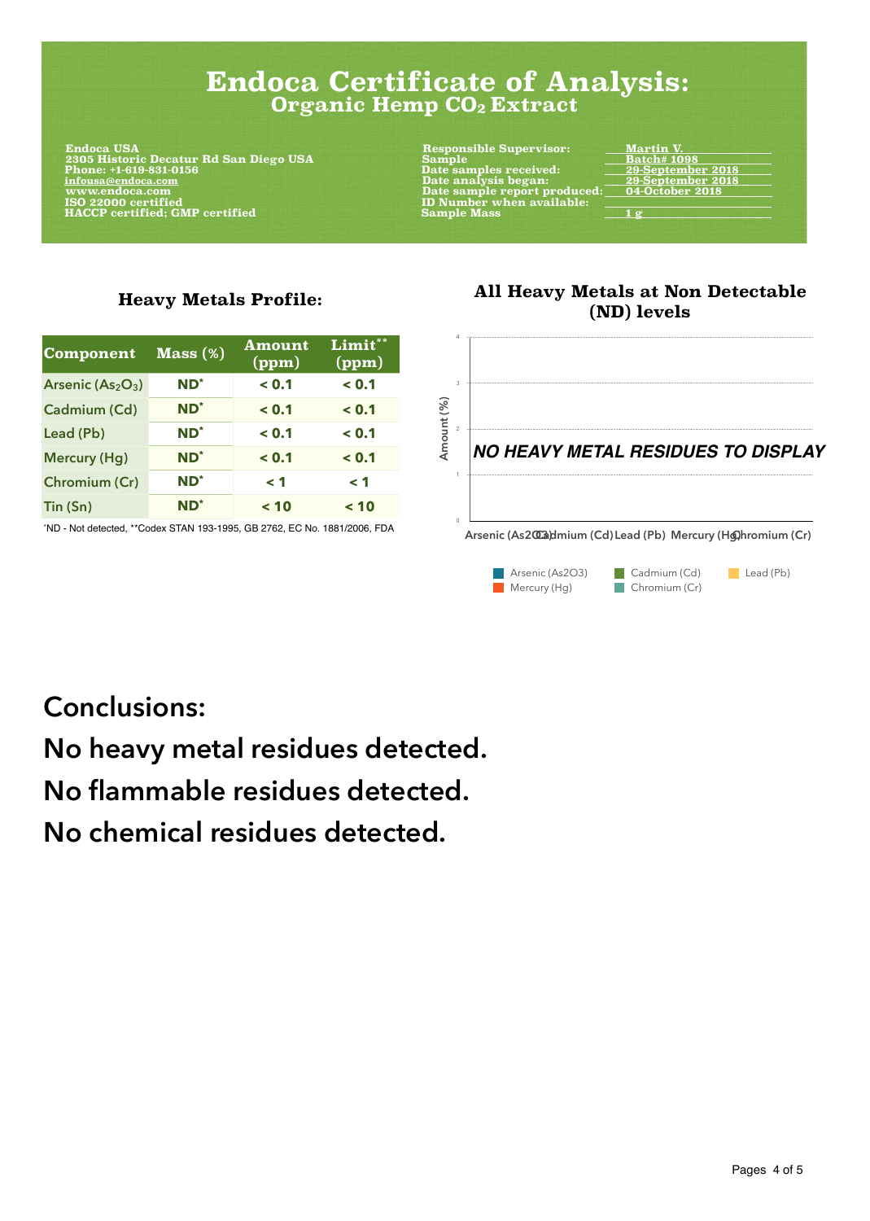# Endoca Certificate of Analysis:
## Organic Hemp $CO_2$ Extract

**Endoca USA**
**2305 Historic Decatur Rd San Diego USA**
**Phone: +1-619-831-0156**
**infousa@endoca.com**
**www.endoca.com**
**ISO 22000 certified**
**HACCP certified; GMP certified**

| | |
|---|---|
| **Responsible Supervisor:** | **Martin V.** |
| **Sample** | **Batch# 1098** |
| **Date samples received:** | **29-September 2018** |
| **Date analysis began:** | **29-September 2018** |
| **Date sample report produced:** | **04-October 2018** |
| **ID Number when available:** | |
| **Sample Mass** | **1 g** |

### Heavy Metals Profile:

| Component | Mass (%) | Amount (ppm) | Limit** (ppm) |
|---|---|---|---|
| Arsenic ($As_2O_3$) | ND* | < 0.1 | < 0.1 |
| Cadmium (Cd) | ND* | < 0.1 | < 0.1 |
| Lead (Pb) | ND* | < 0.1 | < 0.1 |
| Mercury (Hg) | ND* | < 0.1 | < 0.1 |
| Chromium (Cr) | ND* | < 1 | < 1 |
| Tin (Sn) | ND* | < 10 | < 10 |

*ND - Not detected, **Codex STAN 193-1995, GB 2762, EC No. 1881/2006, FDA

### All Heavy Metals at Non Detectable (ND) levels

Amount (%)

*NO HEAVY METAL RESIDUES TO DISPLAY*

Arsenic (As2O3) Cadmium (Cd) Lead (Pb) Mercury (Hg) Chromium (Cr)

Arsenic (As2O3) Cadmium (Cd) Lead (Pb) Mercury (Hg) Chromium (Cr)

## Conclusions:

## No heavy metal residues detected.

## No flammable residues detected.

## No chemical residues detected.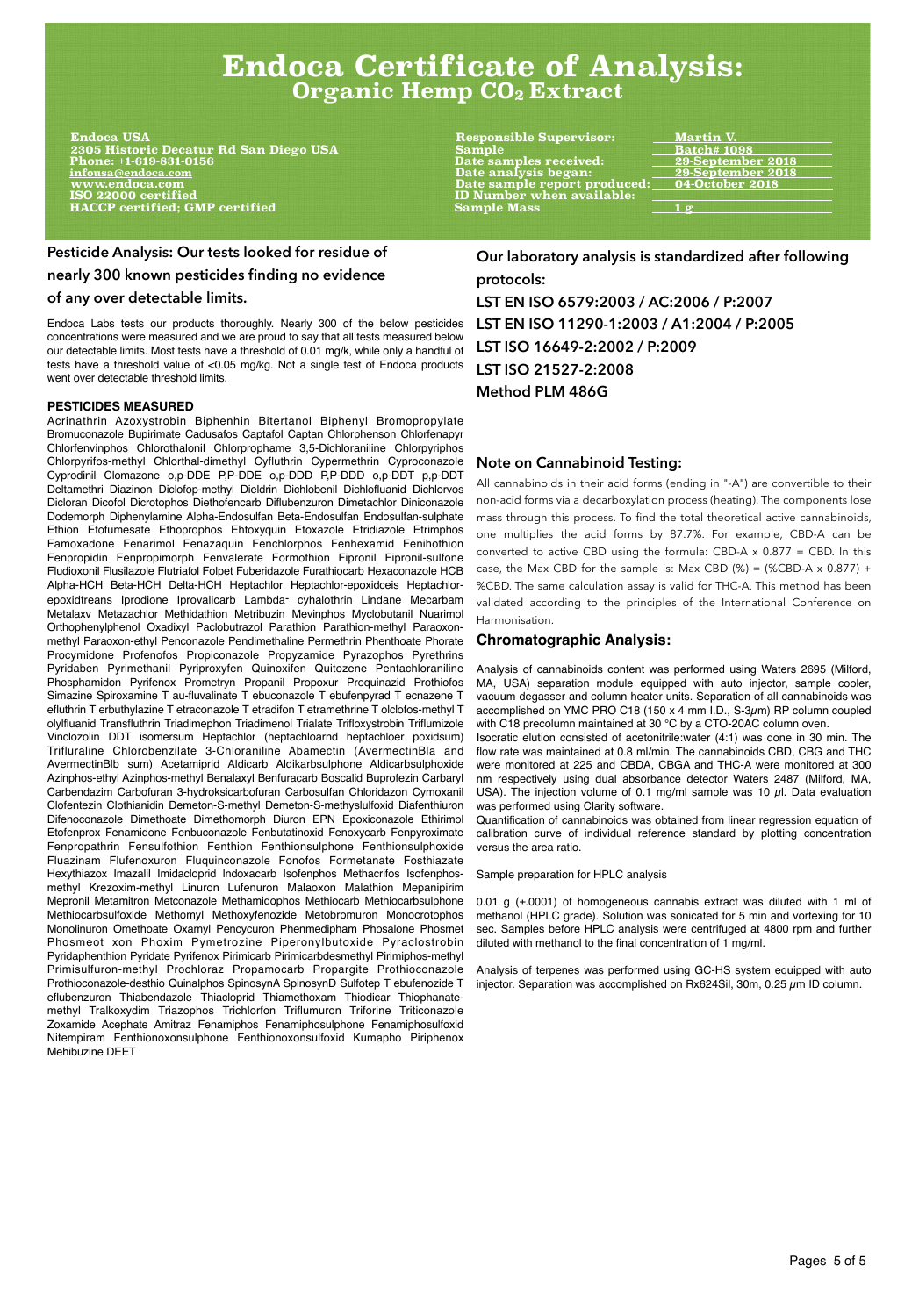# Endoca Certificate of Analysis:
## Organic Hemp $CO_2$ Extract

**Endoca USA**
**2305 Historic Decatur Rd San Diego USA**
**Phone: +1-619-831-0156**
**infousa@endoca.com**
**www.endoca.com**
**ISO 22000 certified**
**HACCP certified; GMP certified**

| | |
|---|---|
| **Responsible Supervisor:** | **Martin V.** |
| **Sample** | **Batch# 1098** |
| **Date samples received:** | **29-September 2018** |
| **Date analysis began:** | **29-September 2018** |
| **Date sample report produced:** | **04-October 2018** |
| **ID Number when available:** | |
| **Sample Mass** | **1 g** |

### Pesticide Analysis: Our tests looked for residue of nearly 300 known pesticides finding no evidence of any over detectable limits.

Endoca Labs tests our products thoroughly. Nearly 300 of the below pesticides concentrations were measured and we are proud to say that all tests measured below our detectable limits. Most tests have a threshold of 0.01 mg/k, while only a handful of tests have a threshold value of <0.05 mg/kg. Not a single test of Endoca products went over detectable threshold limits.

**PESTICIDES MEASURED**

Acrinathrin Azoxystrobin Biphenhin Bitertanol Biphenyl Bromopropylate Bromuconazole Bupirimate Cadusafos Captafol Captan Chlorphenson Chlorfenapyr Chlorfenvinphos Chlorothalonil Chlorprophame 3,5-Dichloraniline Chlorpyriphos Chlorpyrifos-methyl Chlorthal-dimethyl Cyfluthrin Cypermethrin Cyproconazole Cyprodinil Clomazone o,p-DDE P,P-DDE o,p-DDD P,P-DDD o,p-DDT p,p-DDT Deltamethri Diazinon Diclofop-methyl Dieldrin Dichlobenil Dichlofluanid Dichlorvos Dicloran Dicofol Dicrotophos Diethofencarb Diflubenzuron Dimetachlor Diniconazole Dodemorph Diphenylamine Alpha-Endosulfan Beta-Endosulfan Endosulfan-sulphate Ethion Etofumesate Ethoprophos Ehtoxyquin Etoxazole Etridiazole Etrimphos Famoxadone Fenarimol Fenazaquin Fenchlorphos Fenhexamid Fenihothion Fenpropidin Fenpropimorph Fenvalerate Formothion Fipronil Fipronil-sulfone Fludioxonil Flusilazole Flutriafol Folpet Fuberidazole Furathiocarb Hexaconazole HCB Alpha-HCH Beta-HCH Delta-HCH Heptachlor Heptachlor-epoxidceis Heptachlor-epoxidtreans Iprodione Iprovalicarb Lambda- cyhalothrin Lindane Mecarbam Metalaxv Metazachlor Methidathion Metribuzin Mevinphos Myclobutanil Nuarimol Orthophenylphenol Oxadixyl Paclobutrazol Parathion Parathion-methyl Paraoxon-methyl Paraoxon-ethyl Penconazole Pendimethaline Permethrin Phenthoate Phorate Procymidone Profenofos Propiconazole Propyzamide Pyrazophos Pyrethrins Pyridaben Pyrimethanil Pyriproxyfen Quinoxifen Quitozene Pentachloraniline Phosphamidon Pyrifenox Prometryn Propanil Propoxur Proquinazid Prothiofos Simazine Spiroxamine T au-fluvalinate T ebuconazole T ebufenpyrad T ecnazene T efluthrin T erbuthylazine T etraconazole T etradifon T etramethrine T olclofos-methyl T olylfluanid Transfluthrin Triadimephon Triadimenol Trialate Trifloxystrobin Triflumizole Vinclozolin DDT isomersum Heptachlor (heptachloarnd heptachloer poxidsum) Trifluraline Chlorobenzilate 3-Chloraniline Abamectin (AvermectinBla and AvermectinBlb sum) Acetamiprid Aldicarb Aldikarbsulphone Aldicarbsulphoxide Azinphos-ethyl Azinphos-methyl Benalaxyl Benfuracarb Boscalid Buprofezin Carbaryl Carbendazim Carbofuran 3-hydroksicarbofuran Carbosulfan Chloridazon Cymoxanil Clofentezin Clothianidin Demeton-S-methyl Demeton-S-methyslulfoxid Diafenthiuron Difenoconazole Dimethoate Dimethomorph Diuron EPN Epoxiconazole Ethirimol Etofenprox Fenamidone Fenbuconazole Fenbutatinoxid Fenoxycarb Fenpyroximate Fenpropathrin Fensulfothion Fenthion Fenthionsulphone Fenthionsulphoxide Fluazinam Flufenoxuron Fluquinconazole Fonofos Formetanate Fosthiazate Hexythiazox Imazalil Imidacloprid Indoxacarb Isofenphos Methacrifos Isofenphos-methyl Krezoxim-methyl Linuron Lufenuron Malaoxon Malathion Mepanipirim Mepronil Metamitron Metconazole Methamidophos Methiocarb Methiocarbsulphone Methiocarbsulfoxide Methomyl Methoxyfenozide Metobromuron Monocrotophos Monolinuron Omethoate Oxamyl Pencycuron Phenmedipham Phosalone Phosmet Phosmeot xon Phoxim Pymetrozine Piperonylbutoxide Pyraclostrobin Pyridaphenthion Pyridate Pyrifenox Pirimicarb Pirimicarbdesmethyl Pirimiphos-methyl Primisulfuron-methyl Prochloraz Propamocarb Propargite Prothioconazole Prothioconazole-desthio Quinalphos SpinosynA SpinosynD Sulfotep T ebufenozide T eflubenzuron Thiabendazole Thiacloprid Thiamethoxam Thiodicar Thiophanate-methyl Tralkoxydim Triazophos Trichlorfon Triflumuron Triforine Triticonazole Zoxamide Acephate Amitraz Fenamiphos Fenamiphosulphone Fenamiphosulfoxid Nitempiram Fenthionoxonsulphone Fenthionoxonsulfoxid Kumapho Piriphenox Mehibuzine DEET

### Our laboratory analysis is standardized after following protocols:

**LST EN ISO 6579:2003 / AC:2006 / P:2007**
**LST EN ISO 11290-1:2003 / A1:2004 / P:2005**
**LST ISO 16649-2:2002 / P:2009**
**LST ISO 21527-2:2008**
**Method PLM 486G**

### Note on Cannabinoid Testing:

All cannabinoids in their acid forms (ending in "-A") are convertible to their non-acid forms via a decarboxylation process (heating). The components lose mass through this process. To find the total theoretical active cannabinoids, one multiplies the acid forms by 87.7%. For example, CBD-A can be converted to active CBD using the formula: CBD-A x 0.877 = CBD. In this case, the Max CBD for the sample is: Max CBD (%) = (%CBD-A x 0.877) + %CBD. The same calculation assay is valid for THC-A. This method has been validated according to the principles of the International Conference on Harmonisation.

### Chromatographic Analysis:

Analysis of cannabinoids content was performed using Waters 2695 (Milford, MA, USA) separation module equipped with auto injector, sample cooler, vacuum degasser and column heater units. Separation of all cannabinoids was accomplished on YMC PRO C18 (150 x 4 mm I.D., S-3μm) RP column coupled with C18 precolumn maintained at 30 °C by a CTO-20AC column oven.

Isocratic elution consisted of acetonitrile:water (4:1) was done in 30 min. The flow rate was maintained at 0.8 ml/min. The cannabinoids CBD, CBG and THC were monitored at 225 and CBDA, CBGA and THC-A were monitored at 300 nm respectively using dual absorbance detector Waters 2487 (Milford, MA, USA). The injection volume of 0.1 mg/ml sample was 10 μl. Data evaluation was performed using Clarity software.

Quantification of cannabinoids was obtained from linear regression equation of calibration curve of individual reference standard by plotting concentration versus the area ratio.

Sample preparation for HPLC analysis

0.01 g (±.0001) of homogeneous cannabis extract was diluted with 1 ml of methanol (HPLC grade). Solution was sonicated for 5 min and vortexing for 10 sec. Samples before HPLC analysis were centrifuged at 4800 rpm and further diluted with methanol to the final concentration of 1 mg/ml.

Analysis of terpenes was performed using GC-HS system equipped with auto injector. Separation was accomplished on Rx624Sil, 30m, 0.25 μm ID column.